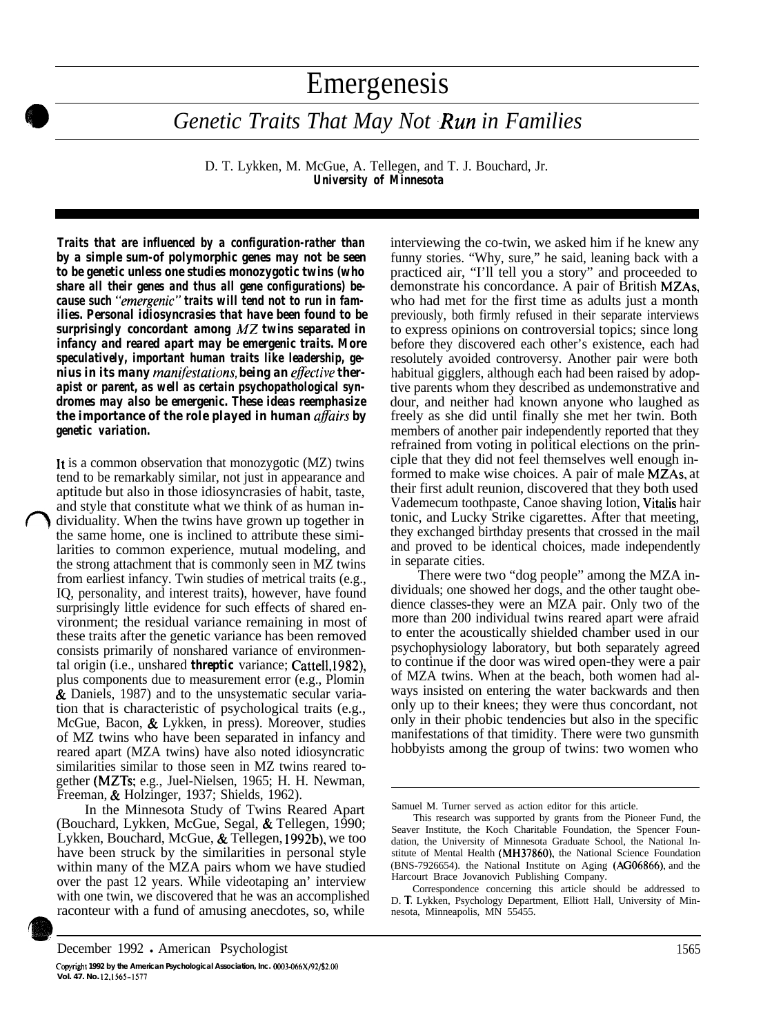# Emergenesis

## *Genetic Traits That May Not Run in Families*

D. T. Lykken, M. McGue, A. Tellegen, and T. J. Bouchard, Jr.
**University of Minnesota**

***Traits that are influenced by a configuration-rather than by a simple sum-of polymorphic genes may not be seen to be genetic unless one studies monozygotic twins (who share all their genes and thus all gene configurations) because such "emergenic" traits will tend not to run in families. Personal idiosyncrasies that have been found to be surprisingly concordant among MZ twins separated in infancy and reared apart may be emergenic traits. More speculatively, important human traits like leadership, genius in its many manifestations, being an effective therapist or parent, as well as certain psychopathological syndromes may also be emergenic. These ideas reemphasize the importance of the role played in human affairs by genetic variation.***

It is a common observation that monozygotic (MZ) twins tend to be remarkably similar, not just in appearance and aptitude but also in those idiosyncrasies of habit, taste, and style that constitute what we think of as human individuality. When the twins have grown up together in the same home, one is inclined to attribute these similarities to common experience, mutual modeling, and the strong attachment that is commonly seen in MZ twins from earliest infancy. Twin studies of metrical traits (e.g., IQ, personality, and interest traits), however, have found surprisingly little evidence for such effects of shared environment; the residual variance remaining in most of these traits after the genetic variance has been removed consists primarily of nonshared variance of environmental origin (i.e., unshared **threptic** variance; Cattell, 1982), plus components due to measurement error (e.g., Plomin & Daniels, 1987) and to the unsystematic secular variation that is characteristic of psychological traits (e.g., McGue, Bacon, & Lykken, in press). Moreover, studies of MZ twins who have been separated in infancy and reared apart (MZA twins) have also noted idiosyncratic similarities similar to those seen in MZ twins reared together (MZTs; e.g., Juel-Nielsen, 1965; H. H. Newman, Freeman, & Holzinger, 1937; Shields, 1962).

In the Minnesota Study of Twins Reared Apart (Bouchard, Lykken, McGue, Segal, & Tellegen, 1990; Lykken, Bouchard, McGue, & Tellegen, 1992b), we too have been struck by the similarities in personal style within many of the MZA pairs whom we have studied over the past 12 years. While videotaping an' interview with one twin, we discovered that he was an accomplished raconteur with a fund of amusing anecdotes, so, while interviewing the co-twin, we asked him if he knew any funny stories. "Why, sure," he said, leaning back with a practiced air, "I'll tell you a story" and proceeded to demonstrate his concordance. A pair of British MZAs, who had met for the first time as adults just a month previously, both firmly refused in their separate interviews to express opinions on controversial topics; since long before they discovered each other's existence, each had resolutely avoided controversy. Another pair were both habitual gigglers, although each had been raised by adoptive parents whom they described as undemonstrative and dour, and neither had known anyone who laughed as freely as she did until finally she met her twin. Both members of another pair independently reported that they refrained from voting in political elections on the principle that they did not feel themselves well enough informed to make wise choices. A pair of male MZAs, at their first adult reunion, discovered that they both used Vademecum toothpaste, Canoe shaving lotion, Vitalis hair tonic, and Lucky Strike cigarettes. After that meeting, they exchanged birthday presents that crossed in the mail and proved to be identical choices, made independently in separate cities.

There were two "dog people" among the MZA individuals; one showed her dogs, and the other taught obedience classes-they were an MZA pair. Only two of the more than 200 individual twins reared apart were afraid to enter the acoustically shielded chamber used in our psychophysiology laboratory, but both separately agreed to continue if the door was wired open-they were a pair of MZA twins. When at the beach, both women had always insisted on entering the water backwards and then only up to their knees; they were thus concordant, not only in their phobic tendencies but also in the specific manifestations of that timidity. There were two gunsmith hobbyists among the group of twins: two women who

---

Samuel M. Turner served as action editor for this article.

This research was supported by grants from the Pioneer Fund, the Seaver Institute, the Koch Charitable Foundation, the Spencer Foundation, the University of Minnesota Graduate School, the National Institute of Mental Health (MH37860), the National Science Foundation (BNS-7926654). the National Institute on Aging (AG06866), and the Harcourt Brace Jovanovich Publishing Company.

Correspondence concerning this article should be addressed to D. T. Lykken, Psychology Department, Elliott Hall, University of Minnesota, Minneapolis, MN 55455.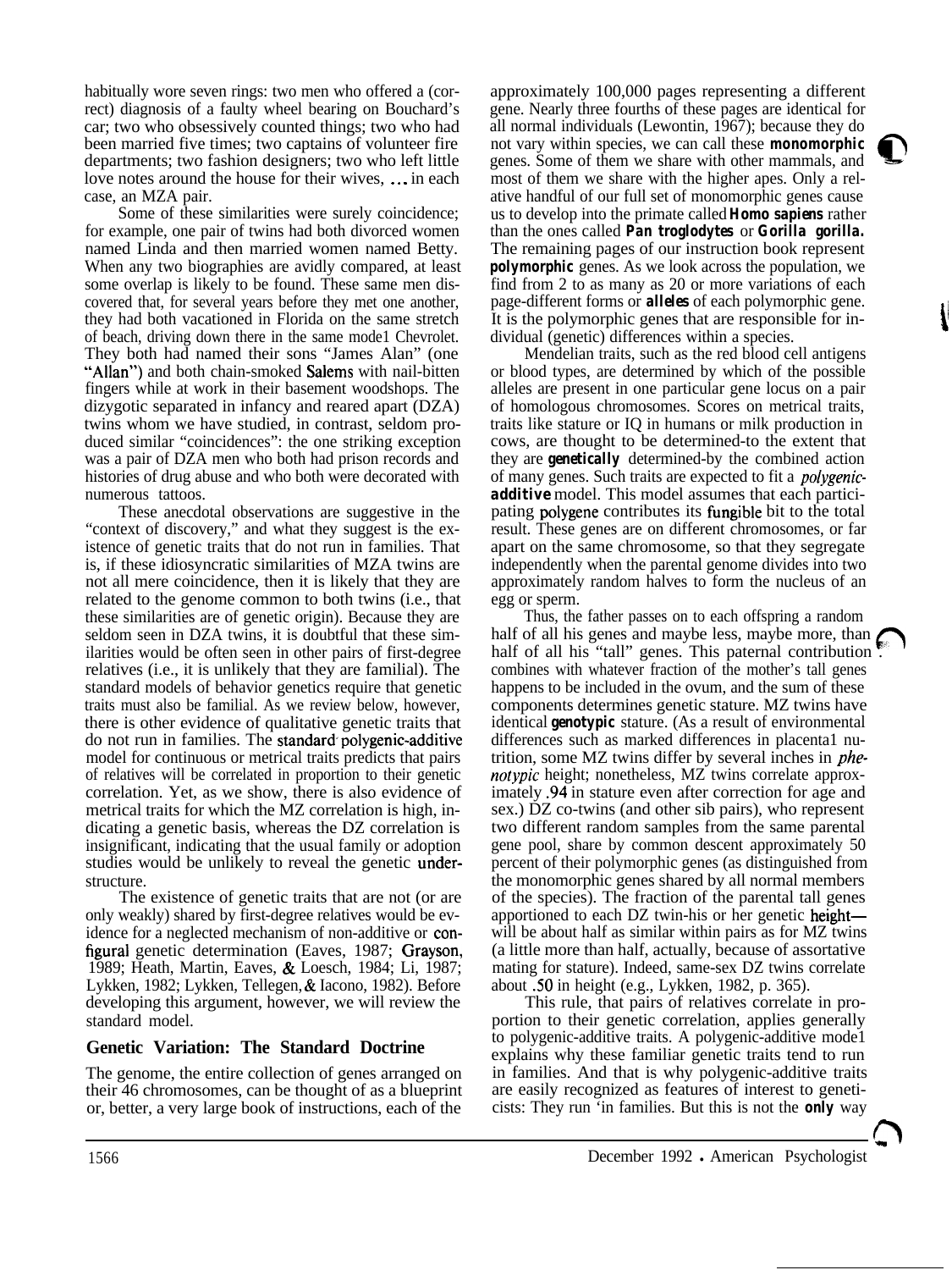habitually wore seven rings: two men who offered a (correct) diagnosis of a faulty wheel bearing on Bouchard's car; two who obsessively counted things; two who had been married five times; two captains of volunteer fire departments; two fashion designers; two who left little love notes around the house for their wives, ... in each case, an MZA pair.

Some of these similarities were surely coincidence; for example, one pair of twins had both divorced women named Linda and then married women named Betty. When any two biographies are avidly compared, at least some overlap is likely to be found. These same men discovered that, for several years before they met one another, they had both vacationed in Florida on the same stretch of beach, driving down there in the same model Chevrolet. They both had named their sons "James Alan" (one "Allan") and both chain-smoked Salems with nail-bitten fingers while at work in their basement woodshops. The dizygotic separated in infancy and reared apart (DZA) twins whom we have studied, in contrast, seldom produced similar "coincidences": the one striking exception was a pair of DZA men who both had prison records and histories of drug abuse and who both were decorated with numerous tattoos.

These anecdotal observations are suggestive in the "context of discovery," and what they suggest is the existence of genetic traits that do not run in families. That is, if these idiosyncratic similarities of MZA twins are not all mere coincidence, then it is likely that they are related to the genome common to both twins (i.e., that these similarities are of genetic origin). Because they are seldom seen in DZA twins, it is doubtful that these similarities would be often seen in other pairs of first-degree relatives (i.e., it is unlikely that they are familial). The standard models of behavior genetics require that genetic traits must also be familial. As we review below, however, there is other evidence of qualitative genetic traits that do not run in families. The standard polygenic-additive model for continuous or metrical traits predicts that pairs of relatives will be correlated in proportion to their genetic correlation. Yet, as we show, there is also evidence of metrical traits for which the MZ correlation is high, indicating a genetic basis, whereas the DZ correlation is insignificant, indicating that the usual family or adoption studies would be unlikely to reveal the genetic understructure.

The existence of genetic traits that are not (or are only weakly) shared by first-degree relatives would be evidence for a neglected mechanism of non-additive or configural genetic determination (Eaves, 1987; Grayson, 1989; Heath, Martin, Eaves, & Loesch, 1984; Li, 1987; Lykken, 1982; Lykken, Tellegen, & Iacono, 1982). Before developing this argument, however, we will review the standard model.

## Genetic Variation: The Standard Doctrine

The genome, the entire collection of genes arranged on their 46 chromosomes, can be thought of as a blueprint or, better, a very large book of instructions, each of the approximately 100,000 pages representing a different gene. Nearly three fourths of these pages are identical for all normal individuals (Lewontin, 1967); because they do not vary within species, we can call these **monomorphic** genes. Some of them we share with other mammals, and most of them we share with the higher apes. Only a relative handful of our full set of monomorphic genes cause us to develop into the primate called ***Homo sapiens*** rather than the ones called ***Pan troglodytes*** or ***Gorilla gorilla***. The remaining pages of our instruction book represent **polymorphic** genes. As we look across the population, we find from 2 to as many as 20 or more variations of each page-different forms or **alleles** of each polymorphic gene. It is the polymorphic genes that are responsible for individual (genetic) differences within a species.

Mendelian traits, such as the red blood cell antigens or blood types, are determined by which of the possible alleles are present in one particular gene locus on a pair of homologous chromosomes. Scores on metrical traits, traits like stature or IQ in humans or milk production in cows, are thought to be determined-to the extent that they are **genetically** determined-by the combined action of many genes. Such traits are expected to fit a *polygenic-additive* model. This model assumes that each participating polygene contributes its fungible bit to the total result. These genes are on different chromosomes, or far apart on the same chromosome, so that they segregate independently when the parental genome divides into two approximately random halves to form the nucleus of an egg or sperm.

Thus, the father passes on to each offspring a random half of all his genes and maybe less, maybe more, than half of all his "tall" genes. This paternal contribution combines with whatever fraction of the mother's tall genes happens to be included in the ovum, and the sum of these components determines genetic stature. MZ twins have identical **genotypic** stature. (As a result of environmental differences such as marked differences in placental nutrition, some MZ twins differ by several inches in *phenotypic* height; nonetheless, MZ twins correlate approximately .94 in stature even after correction for age and sex.) DZ co-twins (and other sib pairs), who represent two different random samples from the same parental gene pool, share by common descent approximately 50 percent of their polymorphic genes (as distinguished from the monomorphic genes shared by all normal members of the species). The fraction of the parental tall genes apportioned to each DZ twin-his or her genetic height—will be about half as similar within pairs as for MZ twins (a little more than half, actually, because of assortative mating for stature). Indeed, same-sex DZ twins correlate about .50 in height (e.g., Lykken, 1982, p. 365).

This rule, that pairs of relatives correlate in proportion to their genetic correlation, applies generally to polygenic-additive traits. A polygenic-additive model explains why these familiar genetic traits tend to run in families. And that is why polygenic-additive traits are easily recognized as features of interest to geneticists: They run in families. But this is not the **only** way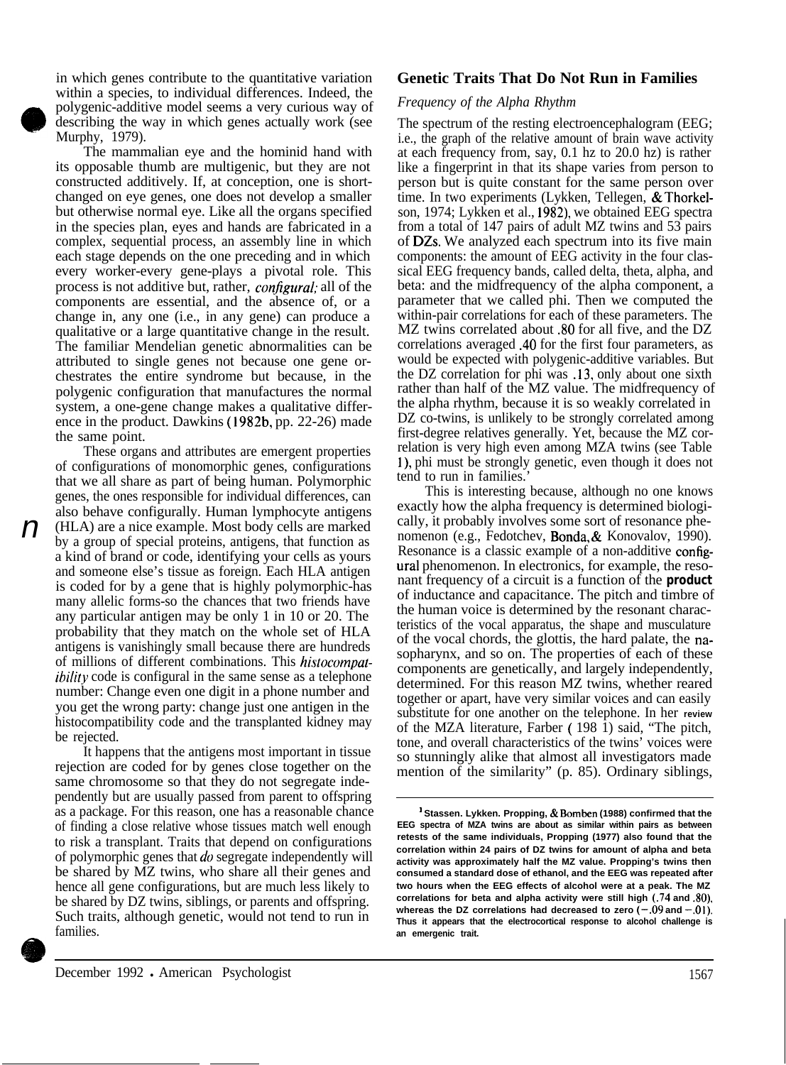in which genes contribute to the quantitative variation within a species, to individual differences. Indeed, the polygenic-additive model seems a very curious way of describing the way in which genes actually work (see Murphy, 1979).

The mammalian eye and the hominid hand with its opposable thumb are multigenic, but they are not constructed additively. If, at conception, one is short-changed on eye genes, one does not develop a smaller but otherwise normal eye. Like all the organs specified in the species plan, eyes and hands are fabricated in a complex, sequential process, an assembly line in which each stage depends on the one preceding and in which every worker-every gene-plays a pivotal role. This process is not additive but, rather, *configural;* all of the components are essential, and the absence of, or a change in, any one (i.e., in any gene) can produce a qualitative or a large quantitative change in the result. The familiar Mendelian genetic abnormalities can be attributed to single genes not because one gene orchestrates the entire syndrome but because, in the polygenic configuration that manufactures the normal system, a one-gene change makes a qualitative difference in the product. Dawkins (1982b, pp. 22-26) made the same point.

These organs and attributes are emergent properties of configurations of monomorphic genes, configurations that we all share as part of being human. Polymorphic genes, the ones responsible for individual differences, can also behave configurally. Human lymphocyte antigens (HLA) are a nice example. Most body cells are marked by a group of special proteins, antigens, that function as a kind of brand or code, identifying your cells as yours and someone else's tissue as foreign. Each HLA antigen is coded for by a gene that is highly polymorphic-has many allelic forms-so the chances that two friends have any particular antigen may be only 1 in 10 or 20. The probability that they match on the whole set of HLA antigens is vanishingly small because there are hundreds of millions of different combinations. This *histocompatibility* code is configural in the same sense as a telephone number: Change even one digit in a phone number and you get the wrong party: change just one antigen in the histocompatibility code and the transplanted kidney may be rejected.

It happens that the antigens most important in tissue rejection are coded for by genes close together on the same chromosome so that they do not segregate independently but are usually passed from parent to offspring as a package. For this reason, one has a reasonable chance of finding a close relative whose tissues match well enough to risk a transplant. Traits that depend on configurations of polymorphic genes that *do* segregate independently will be shared by MZ twins, who share all their genes and hence all gene configurations, but are much less likely to be shared by DZ twins, siblings, or parents and offspring. Such traits, although genetic, would not tend to run in families.

## Genetic Traits That Do Not Run in Families

### *Frequency of the Alpha Rhythm*

The spectrum of the resting electroencephalogram (EEG; i.e., the graph of the relative amount of brain wave activity at each frequency from, say, 0.1 hz to 20.0 hz) is rather like a fingerprint in that its shape varies from person to person but is quite constant for the same person over time. In two experiments (Lykken, Tellegen, & Thorkelson, 1974; Lykken et al., 1982), we obtained EEG spectra from a total of 147 pairs of adult MZ twins and 53 pairs of DZs. We analyzed each spectrum into its five main components: the amount of EEG activity in the four classical EEG frequency bands, called delta, theta, alpha, and beta: and the midfrequency of the alpha component, a parameter that we called phi. Then we computed the within-pair correlations for each of these parameters. The MZ twins correlated about .80 for all five, and the DZ correlations averaged .40 for the first four parameters, as would be expected with polygenic-additive variables. But the DZ correlation for phi was .13, only about one sixth rather than half of the MZ value. The midfrequency of the alpha rhythm, because it is so weakly correlated in DZ co-twins, is unlikely to be strongly correlated among first-degree relatives generally. Yet, because the MZ correlation is very high even among MZA twins (see Table 1), phi must be strongly genetic, even though it does not tend to run in families.[1]

This is interesting because, although no one knows exactly how the alpha frequency is determined biologically, it probably involves some sort of resonance phenomenon (e.g., Fedotchev, Bonda, & Konovalov, 1990). Resonance is a classic example of a non-additive configural phenomenon. In electronics, for example, the resonant frequency of a circuit is a function of the **product** of inductance and capacitance. The pitch and timbre of the human voice is determined by the resonant characteristics of the vocal apparatus, the shape and musculature of the vocal chords, the glottis, the hard palate, the nasopharynx, and so on. The properties of each of these components are genetically, and largely independently, determined. For this reason MZ twins, whether reared together or apart, have very similar voices and can easily substitute for one another on the telephone. In her review of the MZA literature, Farber (1981) said, "The pitch, tone, and overall characteristics of the twins' voices were so stunningly alike that almost all investigators made mention of the similarity" (p. 85). Ordinary siblings,

[1] Stassen, Lykken, Propping, & Bomben (1988) confirmed that the EEG spectra of MZA twins are about as similar within pairs as between retests of the same individuals, Propping (1977) also found that the correlation within 24 pairs of DZ twins for amount of alpha and beta activity was approximately half the MZ value. Propping's twins then consumed a standard dose of ethanol, and the EEG was repeated after two hours when the EEG effects of alcohol were at a peak. The MZ correlations for beta and alpha activity were still high (.74 and .80), whereas the DZ correlations had decreased to zero (−.09 and −.01). Thus it appears that the electrocortical response to alcohol challenge is an emergenic trait.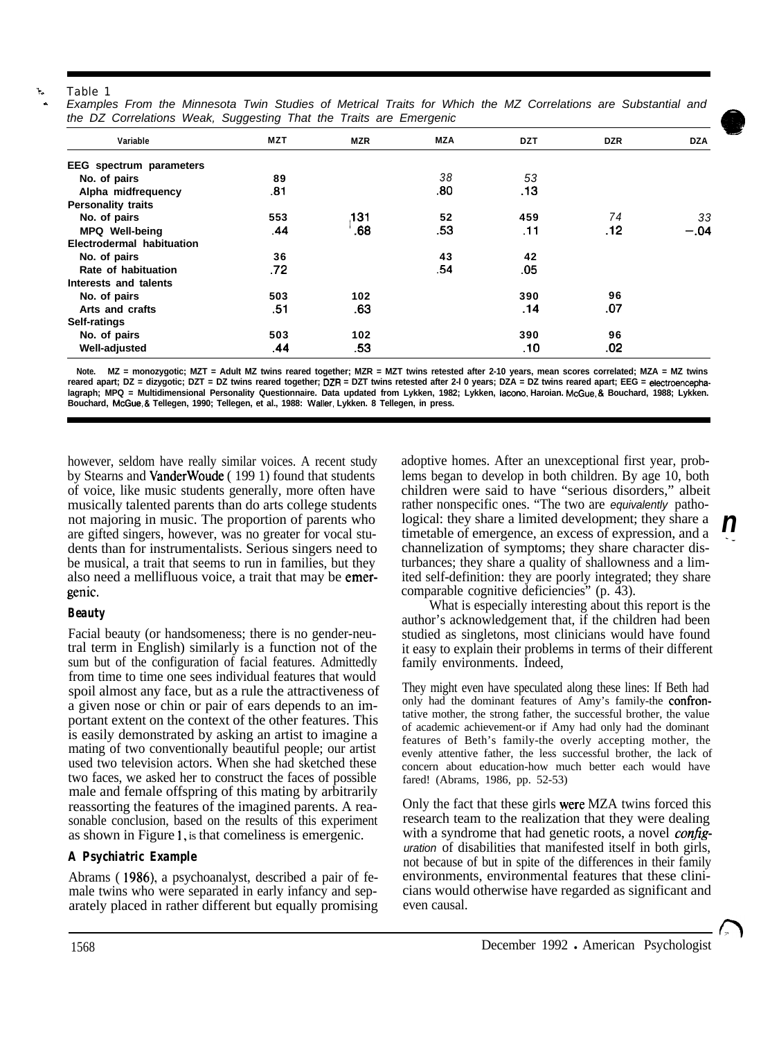Table 1

*Examples From the Minnesota Twin Studies of Metrical Traits for Which the MZ Correlations are Substantial and the DZ Correlations Weak, Suggesting That the Traits are Emergenic*

| Variable | MZT | MZR | MZA | DZT | DZR | DZA |
|---|---|---|---|---|---|---|
| **EEG spectrum parameters** | | | | | | |
| No. of pairs | 89 | | 38 | 53 | | |
| Alpha midfrequency | .81 | | .80 | .13 | | |
| **Personality traits** | | | | | | |
| No. of pairs | 553 | 131 | 52 | 459 | 74 | 33 |
| MPQ Well-being | .44 | .68 | .53 | .11 | .12 | −.04 |
| **Electrodermal habituation** | | | | | | |
| No. of pairs | 36 | | 43 | 42 | | |
| Rate of habituation | .72 | | .54 | .05 | | |
| **Interests and talents** | | | | | | |
| No. of pairs | 503 | 102 | | 390 | 96 | |
| Arts and crafts | .51 | .63 | | .14 | .07 | |
| **Self-ratings** | | | | | | |
| No. of pairs | 503 | 102 | | 390 | 96 | |
| Well-adjusted | .44 | .53 | | .10 | .02 | |

*Note.* MZ = monozygotic; MZT = Adult MZ twins reared together; MZR = MZT twins retested after 2-10 years, mean scores correlated; MZA = MZ twins reared apart; DZ = dizygotic; DZT = DZ twins reared together; DZR = DZT twins retested after 2-10 years; DZA = DZ twins reared apart; EEG = electroencephalagraph; MPQ = Multidimensional Personality Questionnaire. Data updated from Lykken, 1982; Lykken, Iacono, Haroian, McGue, & Bouchard, 1988; Lykken, Bouchard, McGue, & Tellegen, 1990; Tellegen, et al., 1988; Waller, Lykken, & Tellegen, in press.

however, seldom have really similar voices. A recent study by Stearns and VanderWoude (1991) found that students of voice, like music students generally, more often have musically talented parents than do arts college students not majoring in music. The proportion of parents who are gifted singers, however, was no greater for vocal students than for instrumentalists. Serious singers need to be musical, a trait that seems to run in families, but they also need a mellifluous voice, a trait that may be emergenic.

### Beauty

Facial beauty (or handsomeness; there is no gender-neutral term in English) similarly is a function not of the sum but of the configuration of facial features. Admittedly from time to time one sees individual features that would spoil almost any face, but as a rule the attractiveness of a given nose or chin or pair of ears depends to an important extent on the context of the other features. This is easily demonstrated by asking an artist to imagine a mating of two conventionally beautiful people; our artist used two television actors. When she had sketched these two faces, we asked her to construct the faces of possible male and female offspring of this mating by arbitrarily reassorting the features of the imagined parents. A reasonable conclusion, based on the results of this experiment as shown in Figure 1, is that comeliness is emergenic.

### A Psychiatric Example

Abrams (1986), a psychoanalyst, described a pair of female twins who were separated in early infancy and separately placed in rather different but equally promising adoptive homes. After an unexceptional first year, problems began to develop in both children. By age 10, both children were said to have "serious disorders," albeit rather nonspecific ones. "The two are *equivalently* pathological: they share a limited development; they share a timetable of emergence, an excess of expression, and a channelization of symptoms; they share character disturbances; they share a quality of shallowness and a limited self-definition: they are poorly integrated; they share comparable cognitive deficiencies" (p. 43).

What is especially interesting about this report is the author's acknowledgement that, if the children had been studied as singletons, most clinicians would have found it easy to explain their problems in terms of their different family environments. Indeed,

> They might even have speculated along these lines: If Beth had only had the dominant features of Amy's family-the confrontative mother, the strong father, the successful brother, the value of academic achievement-or if Amy had only had the dominant features of Beth's family-the overly accepting mother, the evenly attentive father, the less successful brother, the lack of concern about education-how much better each would have fared! (Abrams, 1986, pp. 52-53)

Only the fact that these girls were MZA twins forced this research team to the realization that they were dealing with a syndrome that had genetic roots, a novel *configuration* of disabilities that manifested itself in both girls, not because of but in spite of the differences in their family environments, environmental features that these clinicians would otherwise have regarded as significant and even causal.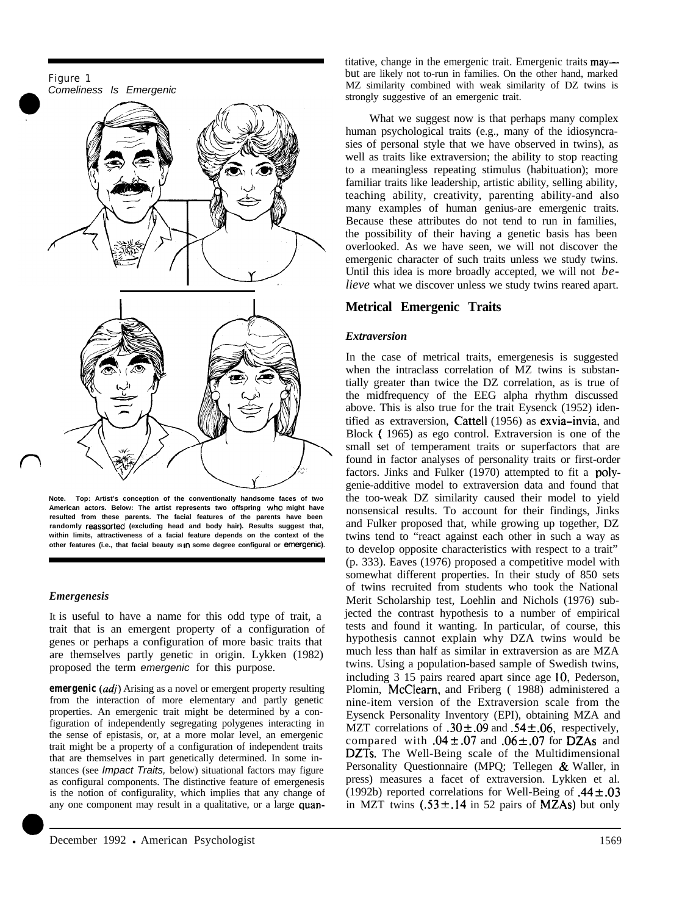Figure 1
*Comeliness Is Emergenic*

**Note. Top: Artist's conception of the conventionally handsome faces of two American actors. Below: The artist represents two offspring who might have resulted from these parents. The facial features of the parents have been randomly reassorted (excluding head and body hair). Results suggest that, within limits, attractiveness of a facial feature depends on the context of the other features (i.e., that facial beauty is in some degree configural or emergenic).**

### *Emergenesis*

It is useful to have a name for this odd type of trait, a trait that is an emergent property of a configuration of genes or perhaps a configuration of more basic traits that are themselves partly genetic in origin. Lykken (1982) proposed the term *emergenic* for this purpose.

**emergenic** (*adj*) Arising as a novel or emergent property resulting from the interaction of more elementary and partly genetic properties. An emergenic trait might be determined by a configuration of independently segregating polygenes interacting in the sense of epistasis, or, at a more molar level, an emergenic trait might be a property of a configuration of independent traits that are themselves in part genetically determined. In some instances (see *Impact Traits,* below) situational factors may figure as configural components. The distinctive feature of emergenesis is the notion of configurality, which implies that any change of any one component may result in a qualitative, or a large quantitative, change in the emergenic trait. Emergenic traits may—but are likely not to-run in families. On the other hand, marked MZ similarity combined with weak similarity of DZ twins is strongly suggestive of an emergenic trait.

What we suggest now is that perhaps many complex human psychological traits (e.g., many of the idiosyncrasies of personal style that we have observed in twins), as well as traits like extraversion; the ability to stop reacting to a meaningless repeating stimulus (habituation); more familiar traits like leadership, artistic ability, selling ability, teaching ability, creativity, parenting ability-and also many examples of human genius-are emergenic traits. Because these attributes do not tend to run in families, the possibility of their having a genetic basis has been overlooked. As we have seen, we will not discover the emergenic character of such traits unless we study twins. Until this idea is more broadly accepted, we will not *believe* what we discover unless we study twins reared apart.

## Metrical Emergenic Traits

### *Extraversion*

In the case of metrical traits, emergenesis is suggested when the intraclass correlation of MZ twins is substantially greater than twice the DZ correlation, as is true of the midfrequency of the EEG alpha rhythm discussed above. This is also true for the trait Eysenck (1952) identified as extraversion, Cattell (1956) as exvia–invia, and Block (1965) as ego control. Extraversion is one of the small set of temperament traits or superfactors that are found in factor analyses of personality traits or first-order factors. Jinks and Fulker (1970) attempted to fit a polygenie-additive model to extraversion data and found that the too-weak DZ similarity caused their model to yield nonsensical results. To account for their findings, Jinks and Fulker proposed that, while growing up together, DZ twins tend to "react against each other in such a way as to develop opposite characteristics with respect to a trait" (p. 333). Eaves (1976) proposed a competitive model with somewhat different properties. In their study of 850 sets of twins recruited from students who took the National Merit Scholarship test, Loehlin and Nichols (1976) subjected the contrast hypothesis to a number of empirical tests and found it wanting. In particular, of course, this hypothesis cannot explain why DZA twins would be much less than half as similar in extraversion as are MZA twins. Using a population-based sample of Swedish twins, including 315 pairs reared apart since age 10, Pederson, Plomin, McClearn, and Friberg (1988) administered a nine-item version of the Extraversion scale from the Eysenck Personality Inventory (EPI), obtaining MZA and MZT correlations of $.30 \pm .09$ and $.54 \pm .06$, respectively, compared with $.04 \pm .07$ and $.06 \pm .07$ for DZAs and DZTs. The Well-Being scale of the Multidimensional Personality Questionnaire (MPQ; Tellegen & Waller, in press) measures a facet of extraversion. Lykken et al. (1992b) reported correlations for Well-Being of $.44 \pm .03$ in MZT twins ($.53 \pm .14$ in 52 pairs of MZAs) but only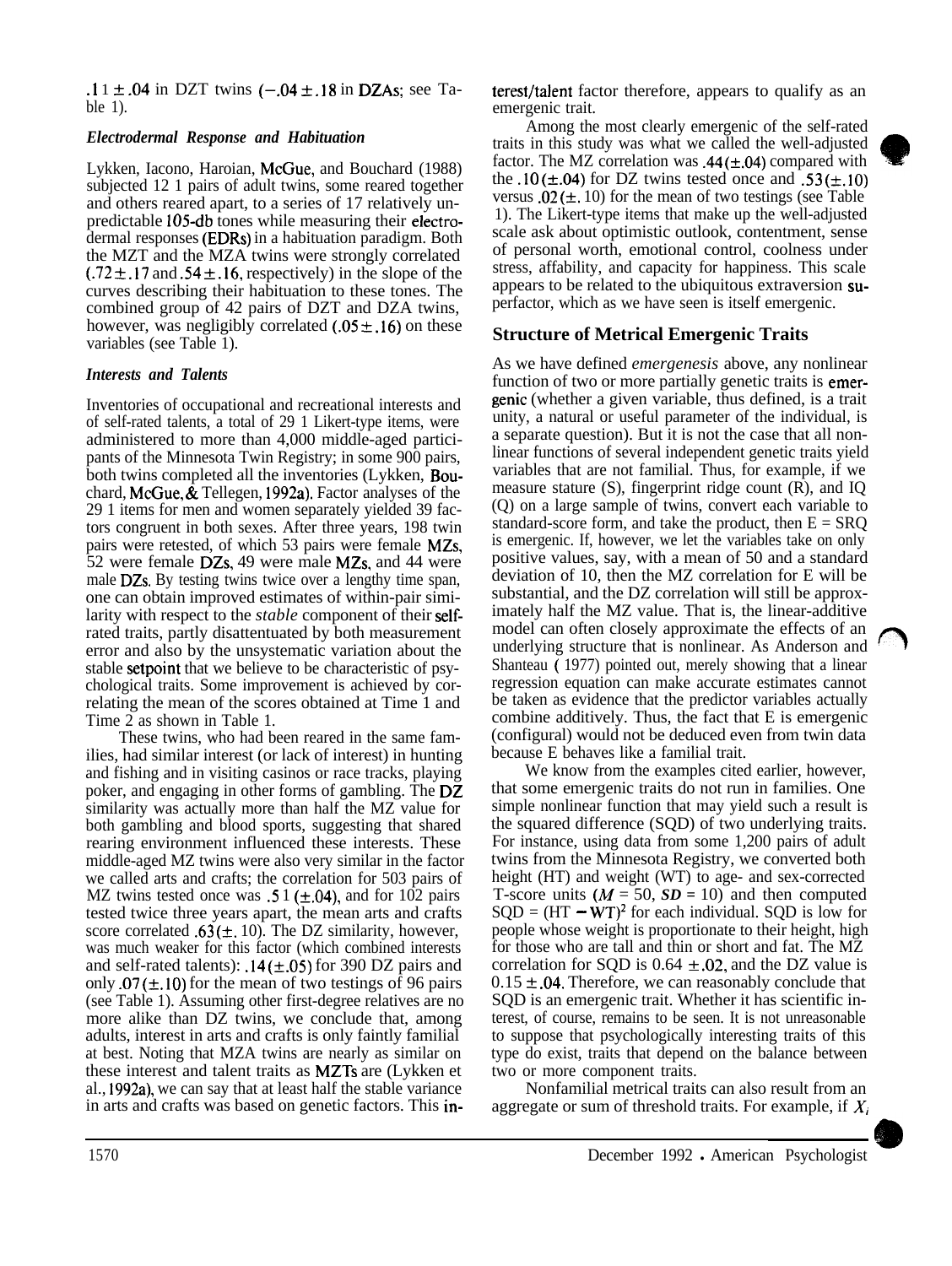.11 ± .04 in DZT twins (−.04 ± .18 in DZAs; see Table 1).

### *Electrodermal Response and Habituation*

Lykken, Iacono, Haroian, McGue, and Bouchard (1988) subjected 121 pairs of adult twins, some reared together and others reared apart, to a series of 17 relatively unpredictable 105-db tones while measuring their electrodermal responses (EDRs) in a habituation paradigm. Both the MZT and the MZA twins were strongly correlated (.72 ± .17 and .54 ± .16, respectively) in the slope of the curves describing their habituation to these tones. The combined group of 42 pairs of DZT and DZA twins, however, was negligibly correlated (.05 ± .16) on these variables (see Table 1).

### *Interests and Talents*

Inventories of occupational and recreational interests and of self-rated talents, a total of 291 Likert-type items, were administered to more than 4,000 middle-aged participants of the Minnesota Twin Registry; in some 900 pairs, both twins completed all the inventories (Lykken, Bouchard, McGue, & Tellegen, 1992a). Factor analyses of the 291 items for men and women separately yielded 39 factors congruent in both sexes. After three years, 198 twin pairs were retested, of which 53 pairs were female MZs, 52 were female DZs, 49 were male MZs, and 44 were male DZs. By testing twins twice over a lengthy time span, one can obtain improved estimates of within-pair similarity with respect to the *stable* component of their self-rated traits, partly disattentuated by both measurement error and also by the unsystematic variation about the stable setpoint that we believe to be characteristic of psychological traits. Some improvement is achieved by correlating the mean of the scores obtained at Time 1 and Time 2 as shown in Table 1.

These twins, who had been reared in the same families, had similar interest (or lack of interest) in hunting and fishing and in visiting casinos or race tracks, playing poker, and engaging in other forms of gambling. The DZ similarity was actually more than half the MZ value for both gambling and blood sports, suggesting that shared rearing environment influenced these interests. These middle-aged MZ twins were also very similar in the factor we called arts and crafts; the correlation for 503 pairs of MZ twins tested once was .51 (±.04), and for 102 pairs tested twice three years apart, the mean arts and crafts score correlated .63 (±.10). The DZ similarity, however, was much weaker for this factor (which combined interests and self-rated talents): .14 (±.05) for 390 DZ pairs and only .07 (±.10) for the mean of two testings of 96 pairs (see Table 1). Assuming other first-degree relatives are no more alike than DZ twins, we conclude that, among adults, interest in arts and crafts is only faintly familial at best. Noting that MZA twins are nearly as similar on these interest and talent traits as MZTs are (Lykken et al., 1992a), we can say that at least half the stable variance in arts and crafts was based on genetic factors. This interest/talent factor therefore, appears to qualify as an emergenic trait.

Among the most clearly emergenic of the self-rated traits in this study was what we called the well-adjusted factor. The MZ correlation was .44 (±.04) compared with the .10 (±.04) for DZ twins tested once and .53 (±.10) versus .02 (±.10) for the mean of two testings (see Table 1). The Likert-type items that make up the well-adjusted scale ask about optimistic outlook, contentment, sense of personal worth, emotional control, coolness under stress, affability, and capacity for happiness. This scale appears to be related to the ubiquitous extraversion superfactor, which as we have seen is itself emergenic.

## Structure of Metrical Emergenic Traits

As we have defined *emergenesis* above, any nonlinear function of two or more partially genetic traits is emergenic (whether a given variable, thus defined, is a trait unity, a natural or useful parameter of the individual, is a separate question). But it is not the case that all nonlinear functions of several independent genetic traits yield variables that are not familial. Thus, for example, if we measure stature (S), fingerprint ridge count (R), and IQ (Q) on a large sample of twins, convert each variable to standard-score form, and take the product, then E = SRQ is emergenic. If, however, we let the variables take on only positive values, say, with a mean of 50 and a standard deviation of 10, then the MZ correlation for E will be substantial, and the DZ correlation will still be approximately half the MZ value. That is, the linear-additive model can often closely approximate the effects of an underlying structure that is nonlinear. As Anderson and Shanteau (1977) pointed out, merely showing that a linear regression equation can make accurate estimates cannot be taken as evidence that the predictor variables actually combine additively. Thus, the fact that E is emergenic (configural) would not be deduced even from twin data because E behaves like a familial trait.

We know from the examples cited earlier, however, that some emergenic traits do not run in families. One simple nonlinear function that may yield such a result is the squared difference (SQD) of two underlying traits. For instance, using data from some 1,200 pairs of adult twins from the Minnesota Registry, we converted both height (HT) and weight (WT) to age- and sex-corrected T-score units (*M* = 50, *SD* = 10) and then computed $SQD = (HT - WT)^2$ for each individual. SQD is low for people whose weight is proportionate to their height, high for those who are tall and thin or short and fat. The MZ correlation for SQD is 0.64 ± .02, and the DZ value is 0.15 ± .04. Therefore, we can reasonably conclude that SQD is an emergenic trait. Whether it has scientific interest, of course, remains to be seen. It is not unreasonable to suppose that psychologically interesting traits of this type do exist, traits that depend on the balance between two or more component traits.

Nonfamilial metrical traits can also result from an aggregate or sum of threshold traits. For example, if $X_i$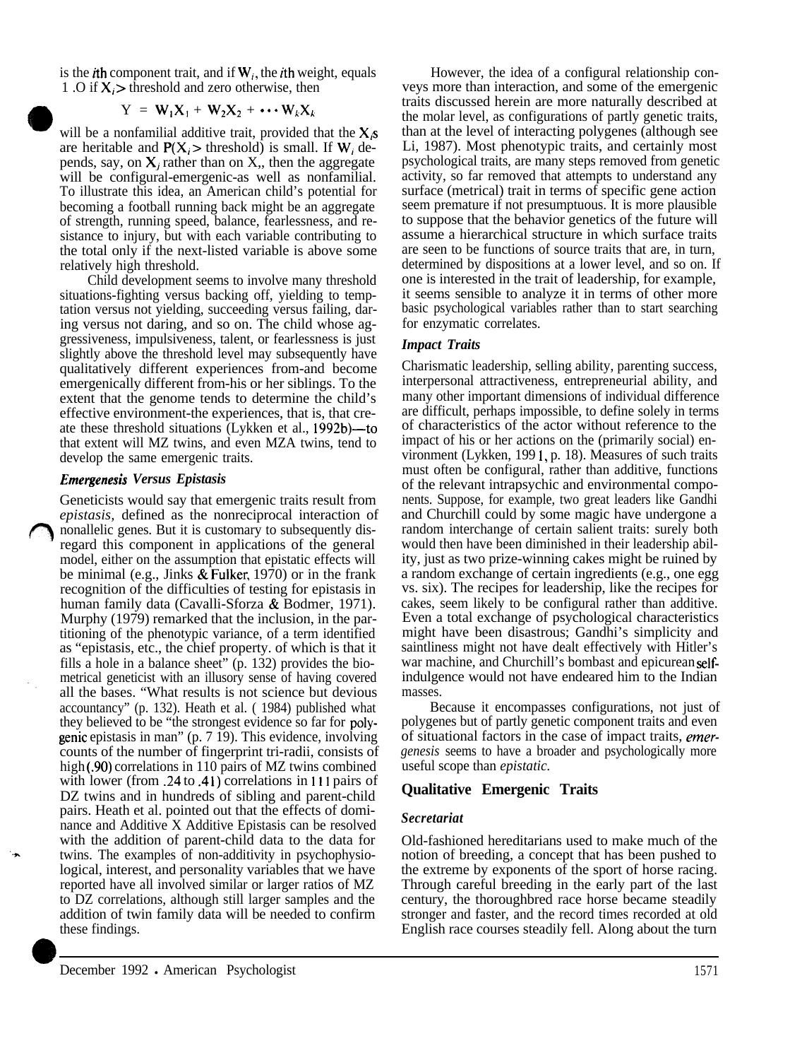is the $i$th component trait, and if $W_i$, the $i$th weight, equals 1.0 if $X_j >$ threshold and zero otherwise, then

$$Y = W_1X_1 + W_2X_2 + \cdots W_kX_k$$

will be a nonfamilial additive trait, provided that the $X_i$s are heritable and $P(X_i >$ threshold) is small. If $W_i$ depends, say, on $X_j$ rather than on $X_i$, then the aggregate will be configural-emergenic-as well as nonfamilial. To illustrate this idea, an American child's potential for becoming a football running back might be an aggregate of strength, running speed, balance, fearlessness, and resistance to injury, but with each variable contributing to the total only if the next-listed variable is above some relatively high threshold.

Child development seems to involve many threshold situations-fighting versus backing off, yielding to temptation versus not yielding, succeeding versus failing, daring versus not daring, and so on. The child whose aggressiveness, impulsiveness, talent, or fearlessness is just slightly above the threshold level may subsequently have qualitatively different experiences from-and become emergenically different from-his or her siblings. To the extent that the genome tends to determine the child's effective environment-the experiences, that is, that create these threshold situations (Lykken et al., 1992b)—to that extent will MZ twins, and even MZA twins, tend to develop the same emergenic traits.

### *Emergenesis Versus Epistasis*

Geneticists would say that emergenic traits result from *epistasis,* defined as the nonreciprocal interaction of nonallelic genes. But it is customary to subsequently disregard this component in applications of the general model, either on the assumption that epistatic effects will be minimal (e.g., Jinks & Fulker, 1970) or in the frank recognition of the difficulties of testing for epistasis in human family data (Cavalli-Sforza & Bodmer, 1971). Murphy (1979) remarked that the inclusion, in the partitioning of the phenotypic variance, of a term identified as "epistasis, etc., the chief property. of which is that it fills a hole in a balance sheet" (p. 132) provides the biometrical geneticist with an illusory sense of having covered all the bases. "What results is not science but devious accountancy" (p. 132). Heath et al. (1984) published what they believed to be "the strongest evidence so far for polygenic epistasis in man" (p. 719). This evidence, involving counts of the number of fingerprint tri-radii, consists of high (.90) correlations in 110 pairs of MZ twins combined with lower (from .24 to .41) correlations in 111 pairs of DZ twins and in hundreds of sibling and parent-child pairs. Heath et al. pointed out that the effects of dominance and Additive X Additive Epistasis can be resolved with the addition of parent-child data to the data for twins. The examples of non-additivity in psychophysiological, interest, and personality variables that we have reported have all involved similar or larger ratios of MZ to DZ correlations, although still larger samples and the addition of twin family data will be needed to confirm these findings.

However, the idea of a configural relationship conveys more than interaction, and some of the emergenic traits discussed herein are more naturally described at the molar level, as configurations of partly genetic traits, than at the level of interacting polygenes (although see Li, 1987). Most phenotypic traits, and certainly most psychological traits, are many steps removed from genetic activity, so far removed that attempts to understand any surface (metrical) trait in terms of specific gene action seem premature if not presumptuous. It is more plausible to suppose that the behavior genetics of the future will assume a hierarchical structure in which surface traits are seen to be functions of source traits that are, in turn, determined by dispositions at a lower level, and so on. If one is interested in the trait of leadership, for example, it seems sensible to analyze it in terms of other more basic psychological variables rather than to start searching for enzymatic correlates.

### *Impact Traits*

Charismatic leadership, selling ability, parenting success, interpersonal attractiveness, entrepreneurial ability, and many other important dimensions of individual difference are difficult, perhaps impossible, to define solely in terms of characteristics of the actor without reference to the impact of his or her actions on the (primarily social) environment (Lykken, 1991, p. 18). Measures of such traits must often be configural, rather than additive, functions of the relevant intrapsychic and environmental components. Suppose, for example, two great leaders like Gandhi and Churchill could by some magic have undergone a random interchange of certain salient traits: surely both would then have been diminished in their leadership ability, just as two prize-winning cakes might be ruined by a random exchange of certain ingredients (e.g., one egg vs. six). The recipes for leadership, like the recipes for cakes, seem likely to be configural rather than additive. Even a total exchange of psychological characteristics might have been disastrous; Gandhi's simplicity and saintliness might not have dealt effectively with Hitler's war machine, and Churchill's bombast and epicurean self-indulgence would not have endeared him to the Indian masses.

Because it encompasses configurations, not just of polygenes but of partly genetic component traits and even of situational factors in the case of impact traits, *emergenesis* seems to have a broader and psychologically more useful scope than *epistatic.*

## Qualitative Emergenic Traits

### *Secretariat*

Old-fashioned hereditarians used to make much of the notion of breeding, a concept that has been pushed to the extreme by exponents of the sport of horse racing. Through careful breeding in the early part of the last century, the thoroughbred race horse became steadily stronger and faster, and the record times recorded at old English race courses steadily fell. Along about the turn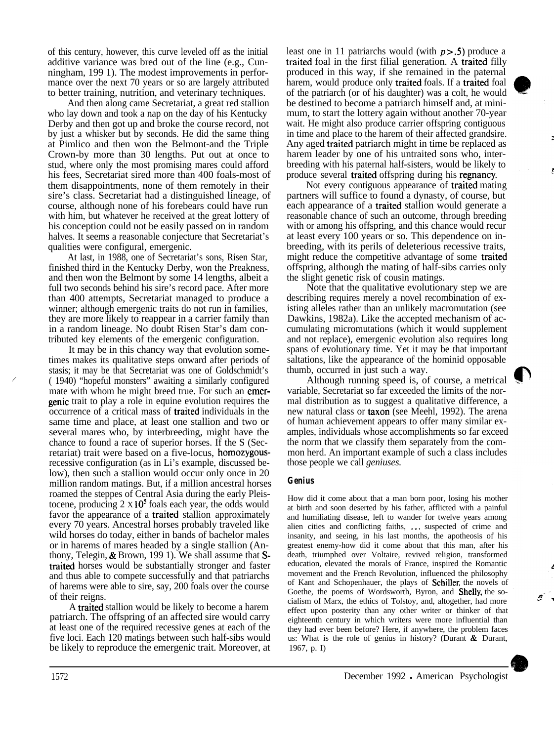of this century, however, this curve leveled off as the initial additive variance was bred out of the line (e.g., Cunningham, 1991). The modest improvements in performance over the next 70 years or so are largely attributed to better training, nutrition, and veterinary techniques.

And then along came Secretariat, a great red stallion who lay down and took a nap on the day of his Kentucky Derby and then got up and broke the course record, not by just a whisker but by seconds. He did the same thing at Pimlico and then won the Belmont-and the Triple Crown-by more than 30 lengths. Put out at once to stud, where only the most promising mares could afford his fees, Secretariat sired more than 400 foals-most of them disappointments, none of them remotely in their sire's class. Secretariat had a distinguished lineage, of course, although none of his forebears could have run with him, but whatever he received at the great lottery of his conception could not be easily passed on in random halves. It seems a reasonable conjecture that Secretariat's qualities were configural, emergenic.

At last, in 1988, one of Secretariat's sons, Risen Star, finished third in the Kentucky Derby, won the Preakness, and then won the Belmont by some 14 lengths, albeit a full two seconds behind his sire's record pace. After more than 400 attempts, Secretariat managed to produce a winner; although emergenic traits do not run in families, they are more likely to reappear in a carrier family than in a random lineage. No doubt Risen Star's dam contributed key elements of the emergenic configuration.

It may be in this chancy way that evolution sometimes makes its qualitative steps onward after periods of stasis; it may be that Secretariat was one of Goldschmidt's (1940) "hopeful monsters" awaiting a similarly configured mate with whom he might breed true. For such an emergenic trait to play a role in equine evolution requires the occurrence of a critical mass of traited individuals in the same time and place, at least one stallion and two or several mares who, by interbreeding, might have the chance to found a race of superior horses. If the S (Secretariat) trait were based on a five-locus, homozygous-recessive configuration (as in Li's example, discussed below), then such a stallion would occur only once in 20 million random matings. But, if a million ancestral horses roamed the steppes of Central Asia during the early Pleistocene, producing $2 \times 10^5$ foals each year, the odds would favor the appearance of a traited stallion approximately every 70 years. Ancestral horses probably traveled like wild horses do today, either in bands of bachelor males or in harems of mares headed by a single stallion (Anthony, Telegin, & Brown, 1991). We shall assume that S-traited horses would be substantially stronger and faster and thus able to compete successfully and that patriarchs of harems were able to sire, say, 200 foals over the course of their reigns.

A traited stallion would be likely to become a harem patriarch. The offspring of an affected sire would carry at least one of the required recessive genes at each of the five loci. Each 120 matings between such half-sibs would be likely to reproduce the emergenic trait. Moreover, at least one in 11 patriarchs would (with $p > .5$) produce a traited foal in the first filial generation. A traited filly produced in this way, if she remained in the paternal harem, would produce only traited foals. If a traited foal of the patriarch (or of his daughter) was a colt, he would be destined to become a patriarch himself and, at minimum, to start the lottery again without another 70-year wait. He might also produce carrier offspring contiguous in time and place to the harem of their affected grandsire. Any aged traited patriarch might in time be replaced as harem leader by one of his untraited sons who, interbreeding with his paternal half-sisters, would be likely to produce several traited offspring during his regnancy.

Not every contiguous appearance of traited mating partners will suffice to found a dynasty, of course, but each appearance of a traited stallion would generate a reasonable chance of such an outcome, through breeding with or among his offspring, and this chance would recur at least every 100 years or so. This dependence on inbreeding, with its perils of deleterious recessive traits, might reduce the competitive advantage of some traited offspring, although the mating of half-sibs carries only the slight genetic risk of cousin matings.

Note that the qualitative evolutionary step we are describing requires merely a novel recombination of existing alleles rather than an unlikely macromutation (see Dawkins, 1982a). Like the accepted mechanism of accumulating micromutations (which it would supplement and not replace), emergenic evolution also requires long spans of evolutionary time. Yet it may be that important saltations, like the appearance of the hominid opposable thumb, occurred in just such a way.

Although running speed is, of course, a metrical variable, Secretariat so far exceeded the limits of the normal distribution as to suggest a qualitative difference, a new natural class or taxon (see Meehl, 1992). The arena of human achievement appears to offer many similar examples, individuals whose accomplishments so far exceed the norm that we classify them separately from the common herd. An important example of such a class includes those people we call *geniuses.*

## Genius

> How did it come about that a man born poor, losing his mother at birth and soon deserted by his father, afflicted with a painful and humiliating disease, left to wander for twelve years among alien cities and conflicting faiths, ... suspected of crime and insanity, and seeing, in his last months, the apotheosis of his greatest enemy-how did it come about that this man, after his death, triumphed over Voltaire, revived religion, transformed education, elevated the morals of France, inspired the Romantic movement and the French Revolution, influenced the philosophy of Kant and Schopenhauer, the plays of Schiller, the novels of Goethe, the poems of Wordsworth, Byron, and Shelly, the socialism of Marx, the ethics of Tolstoy, and, altogether, had more effect upon posterity than any other writer or thinker of that eighteenth century in which writers were more influential than they had ever been before? Here, if anywhere, the problem faces us: What is the role of genius in history? (Durant & Durant, 1967, p. 1)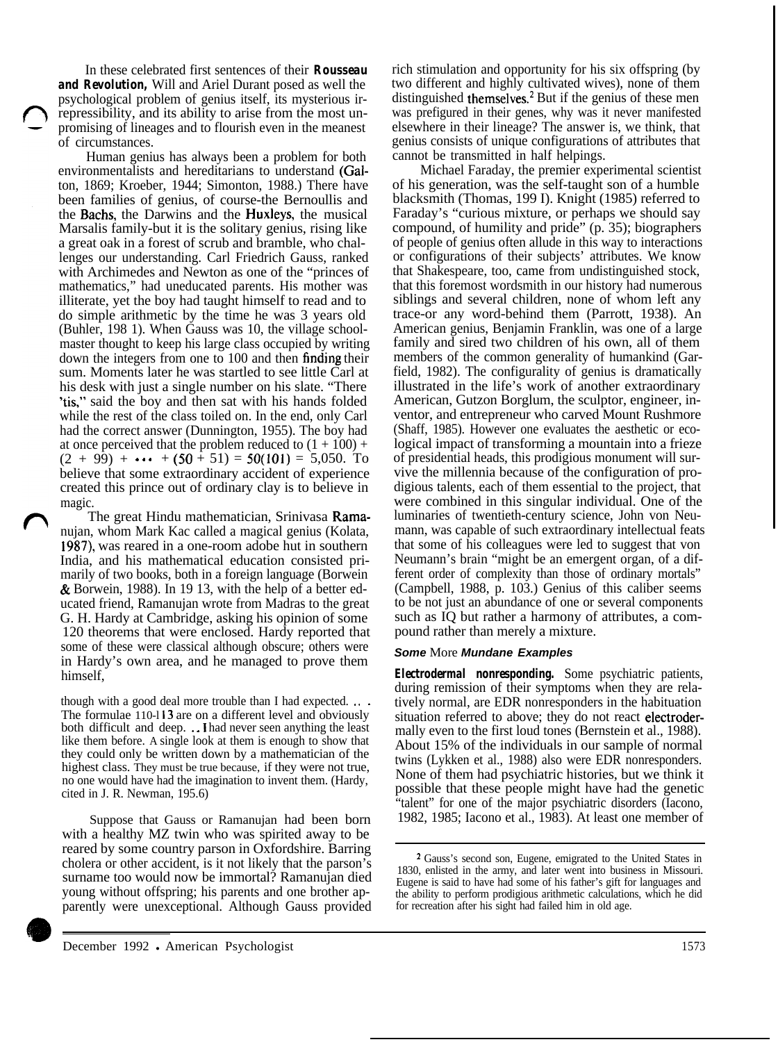In these celebrated first sentences of their ***Rousseau and Revolution,*** Will and Ariel Durant posed as well the psychological problem of genius itself, its mysterious irrepressibility, and its ability to arise from the most unpromising of lineages and to flourish even in the meanest of circumstances.

Human genius has always been a problem for both environmentalists and hereditarians to understand (Galton, 1869; Kroeber, 1944; Simonton, 1988.) There have been families of genius, of course-the Bernoullis and the Bachs, the Darwins and the Huxleys, the musical Marsalis family-but it is the solitary genius, rising like a great oak in a forest of scrub and bramble, who challenges our understanding. Carl Friedrich Gauss, ranked with Archimedes and Newton as one of the "princes of mathematics," had uneducated parents. His mother was illiterate, yet the boy had taught himself to read and to do simple arithmetic by the time he was 3 years old (Buhler, 1981). When Gauss was 10, the village schoolmaster thought to keep his large class occupied by writing down the integers from one to 100 and then finding their sum. Moments later he was startled to see little Carl at his desk with just a single number on his slate. "There 'tis," said the boy and then sat with his hands folded while the rest of the class toiled on. In the end, only Carl had the correct answer (Dunnington, 1955). The boy had at once perceived that the problem reduced to $(1 + 100) + (2 + 99) + \cdots + (50 + 51) = 50(101) = 5{,}050$. To believe that some extraordinary accident of experience created this prince out of ordinary clay is to believe in magic.

The great Hindu mathematician, Srinivasa Ramanujan, whom Mark Kac called a magical genius (Kolata, 1987), was reared in a one-room adobe hut in southern India, and his mathematical education consisted primarily of two books, both in a foreign language (Borwein & Borwein, 1988). In 1913, with the help of a better educated friend, Ramanujan wrote from Madras to the great G. H. Hardy at Cambridge, asking his opinion of some 120 theorems that were enclosed. Hardy reported that some of these were classical although obscure; others were in Hardy's own area, and he managed to prove them himself,

> though with a good deal more trouble than I had expected. . . . The formulae 110-113 are on a different level and obviously both difficult and deep. . . I had never seen anything the least like them before. A single look at them is enough to show that they could only be written down by a mathematician of the highest class. They must be true because, if they were not true, no one would have had the imagination to invent them. (Hardy, cited in J. R. Newman, 1956)

Suppose that Gauss or Ramanujan had been born with a healthy MZ twin who was spirited away to be reared by some country parson in Oxfordshire. Barring cholera or other accident, is it not likely that the parson's surname too would now be immortal? Ramanujan died young without offspring; his parents and one brother apparently were unexceptional. Although Gauss provided rich stimulation and opportunity for his six offspring (by two different and highly cultivated wives), none of them distinguished themselves.[2] But if the genius of these men was prefigured in their genes, why was it never manifested elsewhere in their lineage? The answer is, we think, that genius consists of unique configurations of attributes that cannot be transmitted in half helpings.

Michael Faraday, the premier experimental scientist of his generation, was the self-taught son of a humble blacksmith (Thomas, 1991). Knight (1985) referred to Faraday's "curious mixture, or perhaps we should say compound, of humility and pride" (p. 35); biographers of people of genius often allude in this way to interactions or configurations of their subjects' attributes. We know that Shakespeare, too, came from undistinguished stock, that this foremost wordsmith in our history had numerous siblings and several children, none of whom left any trace-or any word-behind them (Parrott, 1938). An American genius, Benjamin Franklin, was one of a large family and sired two children of his own, all of them members of the common generality of humankind (Garfield, 1982). The configurality of genius is dramatically illustrated in the life's work of another extraordinary American, Gutzon Borglum, the sculptor, engineer, inventor, and entrepreneur who carved Mount Rushmore (Shaff, 1985). However one evaluates the aesthetic or ecological impact of transforming a mountain into a frieze of presidential heads, this prodigious monument will survive the millennia because of the configuration of prodigious talents, each of them essential to the project, that were combined in this singular individual. One of the luminaries of twentieth-century science, John von Neumann, was capable of such extraordinary intellectual feats that some of his colleagues were led to suggest that von Neumann's brain "might be an emergent organ, of a different order of complexity than those of ordinary mortals" (Campbell, 1988, p. 103.) Genius of this caliber seems to be not just an abundance of one or several components such as IQ but rather a harmony of attributes, a compound rather than merely a mixture.

### *Some* More *Mundane Examples*

***Electrodermal nonresponding.*** Some psychiatric patients, during remission of their symptoms when they are relatively normal, are EDR nonresponders in the habituation situation referred to above; they do not react electrodermally even to the first loud tones (Bernstein et al., 1988). About 15% of the individuals in our sample of normal twins (Lykken et al., 1988) also were EDR nonresponders. None of them had psychiatric histories, but we think it possible that these people might have had the genetic "talent" for one of the major psychiatric disorders (Iacono, 1982, 1985; Iacono et al., 1983). At least one member of

[2] Gauss's second son, Eugene, emigrated to the United States in 1830, enlisted in the army, and later went into business in Missouri. Eugene is said to have had some of his father's gift for languages and the ability to perform prodigious arithmetic calculations, which he did for recreation after his sight had failed him in old age.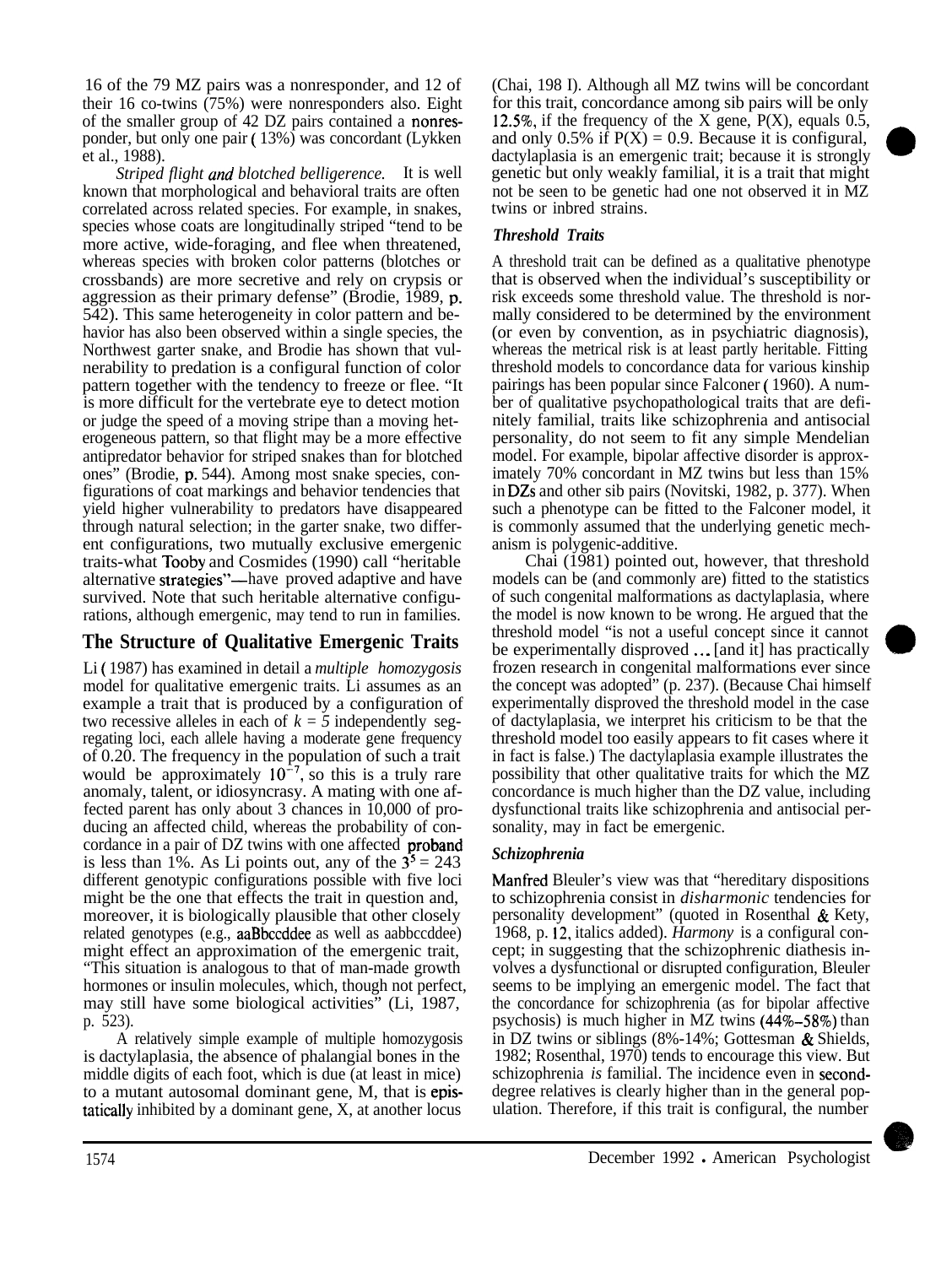16 of the 79 MZ pairs was a nonresponder, and 12 of their 16 co-twins (75%) were nonresponders also. Eight of the smaller group of 42 DZ pairs contained a nonresponder, but only one pair (13%) was concordant (Lykken et al., 1988).

*Striped flight and blotched belligerence.* It is well known that morphological and behavioral traits are often correlated across related species. For example, in snakes, species whose coats are longitudinally striped "tend to be more active, wide-foraging, and flee when threatened, whereas species with broken color patterns (blotches or crossbands) are more secretive and rely on crypsis or aggression as their primary defense" (Brodie, 1989, p. 542). This same heterogeneity in color pattern and behavior has also been observed within a single species, the Northwest garter snake, and Brodie has shown that vulnerability to predation is a configural function of color pattern together with the tendency to freeze or flee. "It is more difficult for the vertebrate eye to detect motion or judge the speed of a moving stripe than a moving heterogeneous pattern, so that flight may be a more effective antipredator behavior for striped snakes than for blotched ones" (Brodie, p. 544). Among most snake species, configurations of coat markings and behavior tendencies that yield higher vulnerability to predators have disappeared through natural selection; in the garter snake, two different configurations, two mutually exclusive emergenic traits-what Tooby and Cosmides (1990) call "heritable alternative strategies"—have proved adaptive and have survived. Note that such heritable alternative configurations, although emergenic, may tend to run in families.

## The Structure of Qualitative Emergenic Traits

Li (1987) has examined in detail a *multiple homozygosis* model for qualitative emergenic traits. Li assumes as an example a trait that is produced by a configuration of two recessive alleles in each of $k = 5$ independently segregating loci, each allele having a moderate gene frequency of 0.20. The frequency in the population of such a trait would be approximately $10^{-7}$, so this is a truly rare anomaly, talent, or idiosyncrasy. A mating with one affected parent has only about 3 chances in 10,000 of producing an affected child, whereas the probability of concordance in a pair of DZ twins with one affected proband is less than 1%. As Li points out, any of the $3^5 = 243$ different genotypic configurations possible with five loci might be the one that effects the trait in question and, moreover, it is biologically plausible that other closely related genotypes (e.g., aaBbccddee as well as aabbccddee) might effect an approximation of the emergenic trait, "This situation is analogous to that of man-made growth hormones or insulin molecules, which, though not perfect, may still have some biological activities" (Li, 1987, p. 523).

A relatively simple example of multiple homozygosis is dactylaplasia, the absence of phalangial bones in the middle digits of each foot, which is due (at least in mice) to a mutant autosomal dominant gene, M, that is epistatically inhibited by a dominant gene, X, at another locus (Chai, 1981). Although all MZ twins will be concordant for this trait, concordance among sib pairs will be only 12.5%, if the frequency of the X gene, P(X), equals 0.5, and only 0.5% if P(X) = 0.9. Because it is configural, dactylaplasia is an emergenic trait; because it is strongly genetic but only weakly familial, it is a trait that might not be seen to be genetic had one not observed it in MZ twins or inbred strains.

### Threshold Traits

A threshold trait can be defined as a qualitative phenotype that is observed when the individual's susceptibility or risk exceeds some threshold value. The threshold is normally considered to be determined by the environment (or even by convention, as in psychiatric diagnosis), whereas the metrical risk is at least partly heritable. Fitting threshold models to concordance data for various kinship pairings has been popular since Falconer (1960). A number of qualitative psychopathological traits that are definitely familial, traits like schizophrenia and antisocial personality, do not seem to fit any simple Mendelian model. For example, bipolar affective disorder is approximately 70% concordant in MZ twins but less than 15% in DZs and other sib pairs (Novitski, 1982, p. 377). When such a phenotype can be fitted to the Falconer model, it is commonly assumed that the underlying genetic mechanism is polygenic-additive.

Chai (1981) pointed out, however, that threshold models can be (and commonly are) fitted to the statistics of such congenital malformations as dactylaplasia, where the model is now known to be wrong. He argued that the threshold model "is not a useful concept since it cannot be experimentally disproved ... [and it] has practically frozen research in congenital malformations ever since the concept was adopted" (p. 237). (Because Chai himself experimentally disproved the threshold model in the case of dactylaplasia, we interpret his criticism to be that the threshold model too easily appears to fit cases where it in fact is false.) The dactylaplasia example illustrates the possibility that other qualitative traits for which the MZ concordance is much higher than the DZ value, including dysfunctional traits like schizophrenia and antisocial personality, may in fact be emergenic.

### Schizophrenia

Manfred Bleuler's view was that "hereditary dispositions to schizophrenia consist in *disharmonic* tendencies for personality development" (quoted in Rosenthal & Kety, 1968, p. 12, italics added). *Harmony* is a configural concept; in suggesting that the schizophrenic diathesis involves a dysfunctional or disrupted configuration, Bleuler seems to be implying an emergenic model. The fact that the concordance for schizophrenia (as for bipolar affective psychosis) is much higher in MZ twins (44%–58%) than in DZ twins or siblings (8%-14%; Gottesman & Shields, 1982; Rosenthal, 1970) tends to encourage this view. But schizophrenia *is* familial. The incidence even in second-degree relatives is clearly higher than in the general population. Therefore, if this trait is configural, the number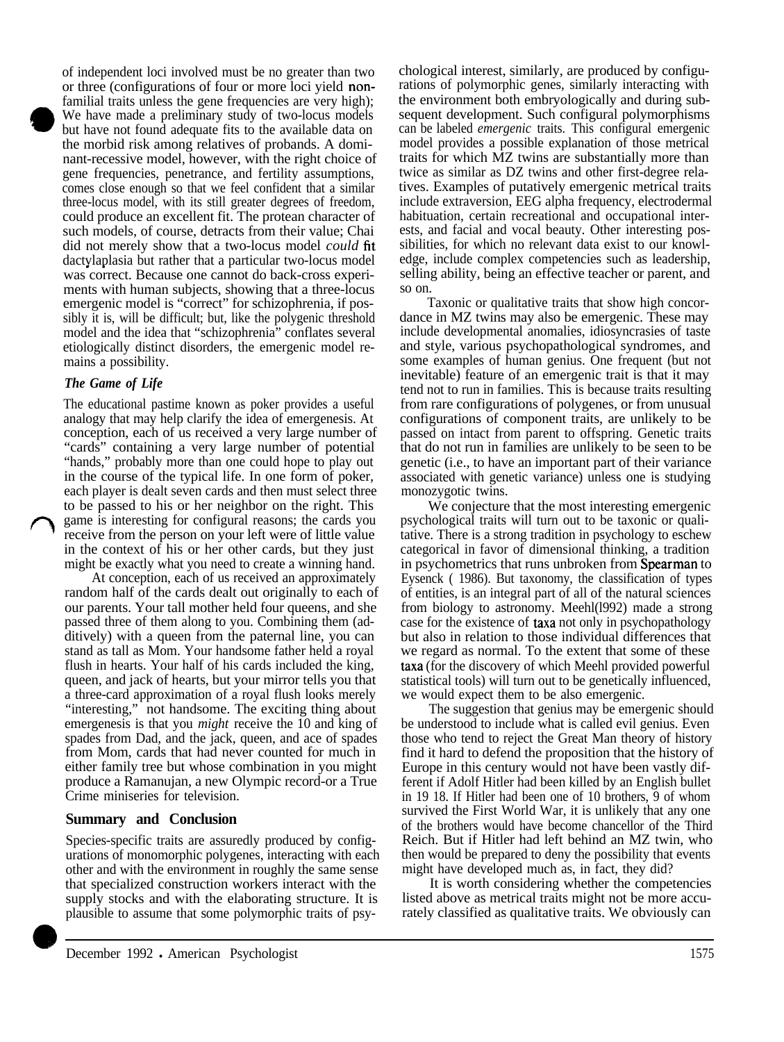of independent loci involved must be no greater than two or three (configurations of four or more loci yield nonfamilial traits unless the gene frequencies are very high); We have made a preliminary study of two-locus models but have not found adequate fits to the available data on the morbid risk among relatives of probands. A dominant-recessive model, however, with the right choice of gene frequencies, penetrance, and fertility assumptions, comes close enough so that we feel confident that a similar three-locus model, with its still greater degrees of freedom, could produce an excellent fit. The protean character of such models, of course, detracts from their value; Chai did not merely show that a two-locus model *could* fit dactylaplasia but rather that a particular two-locus model was correct. Because one cannot do back-cross experiments with human subjects, showing that a three-locus emergenic model is "correct" for schizophrenia, if possibly it is, will be difficult; but, like the polygenic threshold model and the idea that "schizophrenia" conflates several etiologically distinct disorders, the emergenic model remains a possibility.

### *The Game of Life*

The educational pastime known as poker provides a useful analogy that may help clarify the idea of emergenesis. At conception, each of us received a very large number of "cards" containing a very large number of potential "hands," probably more than one could hope to play out in the course of the typical life. In one form of poker, each player is dealt seven cards and then must select three to be passed to his or her neighbor on the right. This game is interesting for configural reasons; the cards you receive from the person on your left were of little value in the context of his or her other cards, but they just might be exactly what you need to create a winning hand.

At conception, each of us received an approximately random half of the cards dealt out originally to each of our parents. Your tall mother held four queens, and she passed three of them along to you. Combining them (additively) with a queen from the paternal line, you can stand as tall as Mom. Your handsome father held a royal flush in hearts. Your half of his cards included the king, queen, and jack of hearts, but your mirror tells you that a three-card approximation of a royal flush looks merely "interesting," not handsome. The exciting thing about emergenesis is that you *might* receive the 10 and king of spades from Dad, and the jack, queen, and ace of spades from Mom, cards that had never counted for much in either family tree but whose combination in you might produce a Ramanujan, a new Olympic record-or a True Crime miniseries for television.

## Summary and Conclusion

Species-specific traits are assuredly produced by configurations of monomorphic polygenes, interacting with each other and with the environment in roughly the same sense that specialized construction workers interact with the supply stocks and with the elaborating structure. It is plausible to assume that some polymorphic traits of psychological interest, similarly, are produced by configurations of polymorphic genes, similarly interacting with the environment both embryologically and during subsequent development. Such configural polymorphisms can be labeled *emergenic* traits. This configural emergenic model provides a possible explanation of those metrical traits for which MZ twins are substantially more than twice as similar as DZ twins and other first-degree relatives. Examples of putatively emergenic metrical traits include extraversion, EEG alpha frequency, electrodermal habituation, certain recreational and occupational interests, and facial and vocal beauty. Other interesting possibilities, for which no relevant data exist to our knowledge, include complex competencies such as leadership, selling ability, being an effective teacher or parent, and so on.

Taxonic or qualitative traits that show high concordance in MZ twins may also be emergenic. These may include developmental anomalies, idiosyncrasies of taste and style, various psychopathological syndromes, and some examples of human genius. One frequent (but not inevitable) feature of an emergenic trait is that it may tend not to run in families. This is because traits resulting from rare configurations of polygenes, or from unusual configurations of component traits, are unlikely to be passed on intact from parent to offspring. Genetic traits that do not run in families are unlikely to be seen to be genetic (i.e., to have an important part of their variance associated with genetic variance) unless one is studying monozygotic twins.

We conjecture that the most interesting emergenic psychological traits will turn out to be taxonic or qualitative. There is a strong tradition in psychology to eschew categorical in favor of dimensional thinking, a tradition in psychometrics that runs unbroken from Spearman to Eysenck (1986). But taxonomy, the classification of types of entities, is an integral part of all of the natural sciences from biology to astronomy. Meehl (1992) made a strong case for the existence of taxa not only in psychopathology but also in relation to those individual differences that we regard as normal. To the extent that some of these taxa (for the discovery of which Meehl provided powerful statistical tools) will turn out to be genetically influenced, we would expect them to be also emergenic.

The suggestion that genius may be emergenic should be understood to include what is called evil genius. Even those who tend to reject the Great Man theory of history find it hard to defend the proposition that the history of Europe in this century would not have been vastly different if Adolf Hitler had been killed by an English bullet in 1918. If Hitler had been one of 10 brothers, 9 of whom survived the First World War, it is unlikely that any one of the brothers would have become chancellor of the Third Reich. But if Hitler had left behind an MZ twin, who then would be prepared to deny the possibility that events might have developed much as, in fact, they did?

It is worth considering whether the competencies listed above as metrical traits might not be more accurately classified as qualitative traits. We obviously can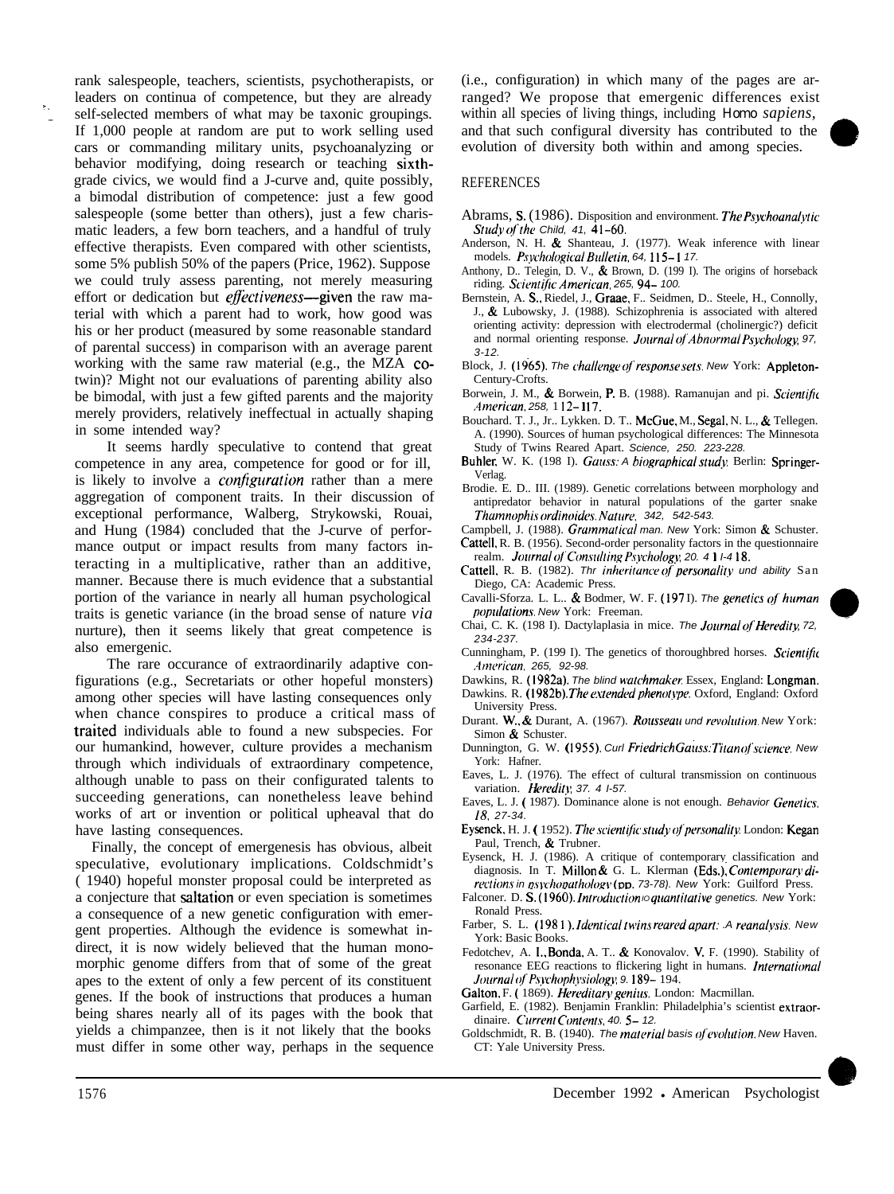rank salespeople, teachers, scientists, psychotherapists, or leaders on continua of competence, but they are already self-selected members of what may be taxonic groupings. If 1,000 people at random are put to work selling used cars or commanding military units, psychoanalyzing or behavior modifying, doing research or teaching sixth-grade civics, we would find a J-curve and, quite possibly, a bimodal distribution of competence: just a few good salespeople (some better than others), just a few charismatic leaders, a few born teachers, and a handful of truly effective therapists. Even compared with other scientists, some 5% publish 50% of the papers (Price, 1962). Suppose we could truly assess parenting, not merely measuring effort or dedication but *effectiveness*—given the raw material with which a parent had to work, how good was his or her product (measured by some reasonable standard of parental success) in comparison with an average parent working with the same raw material (e.g., the MZA co-twin)? Might not our evaluations of parenting ability also be bimodal, with just a few gifted parents and the majority merely providers, relatively ineffectual in actually shaping in some intended way?

It seems hardly speculative to contend that great competence in any area, competence for good or for ill, is likely to involve a *configuration* rather than a mere aggregation of component traits. In their discussion of exceptional performance, Walberg, Strykowski, Rouai, and Hung (1984) concluded that the J-curve of performance output or impact results from many factors interacting in a multiplicative, rather than an additive, manner. Because there is much evidence that a substantial portion of the variance in nearly all human psychological traits is genetic variance (in the broad sense of nature *via* nurture), then it seems likely that great competence is also emergenic.

The rare occurance of extraordinarily adaptive configurations (e.g., Secretariats or other hopeful monsters) among other species will have lasting consequences only when chance conspires to produce a critical mass of traited individuals able to found a new subspecies. For our humankind, however, culture provides a mechanism through which individuals of extraordinary competence, although unable to pass on their configurated talents to succeeding generations, can nonetheless leave behind works of art or invention or political upheaval that do have lasting consequences.

Finally, the concept of emergenesis has obvious, albeit speculative, evolutionary implications. Coldschmidt's (1940) hopeful monster proposal could be interpreted as a conjecture that saltation or even speciation is sometimes a consequence of a new genetic configuration with emergent properties. Although the evidence is somewhat indirect, it is now widely believed that the human monomorphic genome differs from that of some of the great apes to the extent of only a few percent of its constituent genes. If the book of instructions that produces a human being shares nearly all of its pages with the book that yields a chimpanzee, then is it not likely that the books must differ in some other way, perhaps in the sequence (i.e., configuration) in which many of the pages are arranged? We propose that emergenic differences exist within all species of living things, including *Homo sapiens*, and that such configural diversity has contributed to the evolution of diversity both within and among species.

## REFERENCES

Abrams, S. (1986). Disposition and environment. *The Psychoanalytic Study of the Child, 41,* 41–60.

Anderson, N. H. & Shanteau, J. (1977). Weak inference with linear models. *Psychological Bulletin, 64,* 115–117.

Anthony, D.. Telegin, D. V., & Brown, D. (1991). The origins of horseback riding. *Scientific American, 265,* 94–100.

Bernstein, A. S., Riedel, J., Graae, F.. Seidmen, D.. Steele, H., Connolly, J., & Lubowsky, J. (1988). Schizophrenia is associated with altered orienting activity: depression with electrodermal (cholinergic?) deficit and normal orienting response. *Journal of Abnormal Psychology, 97,* 3-12.

Block, J. (1965). *The challenge of response sets.* New York: Appleton-Century-Crofts.

Borwein, J. M., & Borwein, P. B. (1988). Ramanujan and pi. *Scientific American, 258,* 112–117.

Bouchard. T. J., Jr.. Lykken. D. T.. McGue, M., Segal, N. L., & Tellegen. A. (1990). Sources of human psychological differences: The Minnesota Study of Twins Reared Apart. *Science, 250.* 223-228.

Buhler, W. K. (1981). *Gauss: A biographical study.* Berlin: Springer-Verlag.

Brodie. E. D.. III. (1989). Genetic correlations between morphology and antipredator behavior in natural populations of the garter snake *Thamnophis ordinoides. Nature, 342,* 542-543.

Campbell, J. (1988). *Grammatical man.* New York: Simon & Schuster.

Cattell, R. B. (1956). Second-order personality factors in the questionnaire realm. *Journal of Consulting Psychology, 20.* 411-418.

Cattell, R. B. (1982). *The inheritance of personality and ability* San Diego, CA: Academic Press.

Cavalli-Sforza. L. L.. & Bodmer, W. F. (1971). *The genetics of human populations.* New York: Freeman.

Chai, C. K. (1981). Dactylaplasia in mice. *The Journal of Heredity, 72,* 234-237.

Cunningham, P. (1991). The genetics of thoroughbred horses. *Scientific American, 265,* 92-98.

Dawkins, R. (1982a). *The blind watchmaker.* Essex, England: Longman.

Dawkins. R. (1982b). *The extended phenotype.* Oxford, England: Oxford University Press.

Durant. W., & Durant, A. (1967). *Rousseau und revolution.* New York: Simon & Schuster.

Dunnington, G. W. (1955). *Curl Friedrich Gauss: Titan of science.* New York: Hafner.

Eaves, L. J. (1976). The effect of cultural transmission on continuous variation. *Heredity, 37.* 41-57.

Eaves, L. J. (1987). Dominance alone is not enough. *Behavior Genetics, 18,* 27-34.

Eysenck, H. J. (1952). *The scientific study of personality.* London: Kegan Paul, Trench, & Trubner.

Eysenck, H. J. (1986). A critique of contemporary classification and diagnosis. In T. Millon & G. L. Klerman (Eds.), *Contemporary directions in psychopathology* (pp. 73-78). New York: Guilford Press.

Falconer. D. S. (1960). *Introduction to quantitative genetics.* New York: Ronald Press.

Farber, S. L. (1981). *Identical twins reared apart: A reanalysis.* New York: Basic Books.

Fedotchev, A. I., Bonda, A. T.. & Konovalov. V. F. (1990). Stability of resonance EEG reactions to flickering light in humans. *International Journal of Psychophysiology, 9.* 189–194.

Galton, F. (1869). *Hereditary genius.* London: Macmillan.

Garfield, E. (1982). Benjamin Franklin: Philadelphia's scientist extraordinaire. *Current Contents, 40.* 5–12.

Goldschmidt, R. B. (1940). *The material basis of evolution.* New Haven. CT: Yale University Press.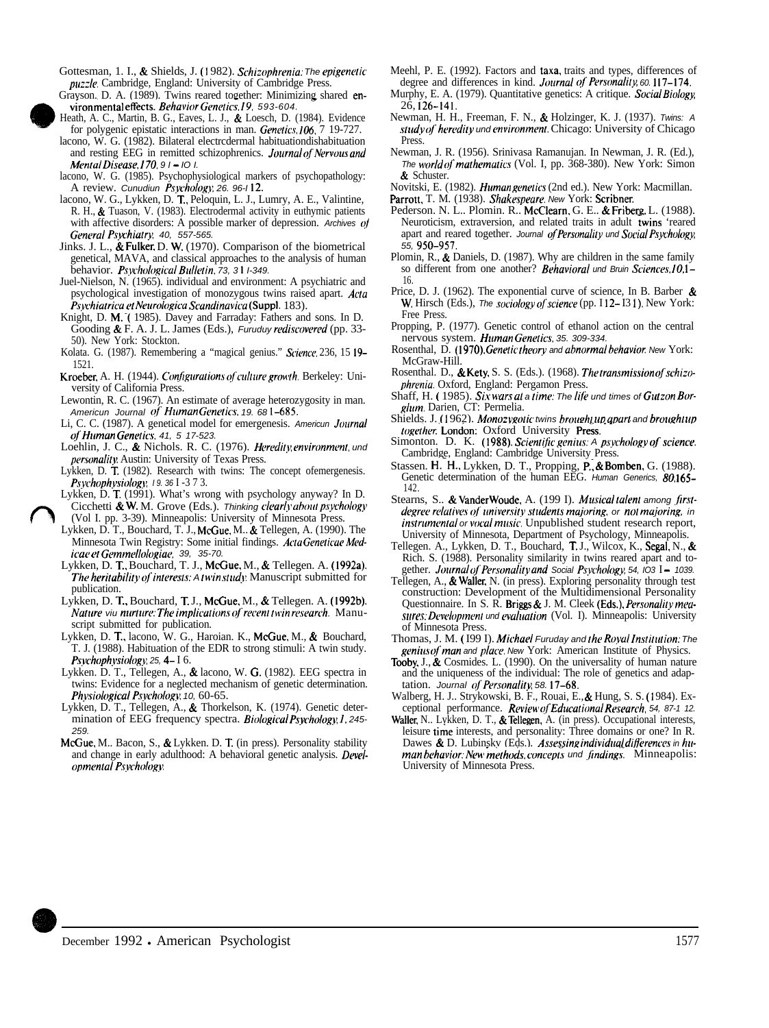Gottesman, 1. I., & Shields, J. (1982). *Schizophrenia: The epigenetic puzzle.* Cambridge, England: University of Cambridge Press.

Grayson, D. A. (1989). Twins reared together: Minimizing shared environmental effects. *Behavior Genetics, 19,* 593-604.

Heath, A. C., Martin, B. G., Eaves, L. J., & Loesch, D. (1984). Evidence for polygenic epistatic interactions in man. *Genetics, 106,* 7 19-727.

lacono, W. G. (1982). Bilateral electrcdermal habituationdishabituation and resting EEG in remitted schizophrenics. *Journal of Nervous and Mental Disease, 170,* 9 I – IO I.

lacono, W. G. (1985). Psychophysiological markers of psychopathology: A review. *Cunudiun Psychology, 26.* 96-I 12.

lacono, W. G., Lykken, D. T., Peloquin, L. J., Lumry, A. E., Valintine, R. H., & Tuason, V. (1983). Electrodermal activity in euthymic patients with affective disorders: A possible marker of depression. *Archives of General Psychiatry, 40,* 557-565.

Jinks. J. L., & Fulker, D. W. (1970). Comparison of the biometrical genetical, MAVA, and classical approaches to the analysis of human behavior. *Psychological Bulletin, 73,* 3 1 I-349.

Juel-Nielson, N. (1965). individual and environment: A psychiatric and psychological investigation of monozygous twins raised apart. *Acta Psychiatrica et Neurologica Scandinavica* (Suppl. 183).

Knight, D. M. ( 1985). Davey and Farraday: Fathers and sons. In D. Gooding & F. A. J. L. James (Eds.), *Furuduy rediscovered* (pp. 33-50). New York: Stockton.

Kolata. G. (1987). Remembering a "magical genius." *Science,* 236, 15 19-1521.

Kroeber, A. H. (1944). *Configurations of culture growth.* Berkeley: University of California Press.

Lewontin, R. C. (1967). An estimate of average heterozygosity in man. *Americun Journal of Human Genetics, 19.* 68 1–685.

Li, C. C. (1987). A genetical model for emergenesis. *Americun Journal of Human Genetics, 41,* 5 17-523.

Loehlin, J. C., & Nichols. R. C. (1976). *Heredity, environment, und personality.* Austin: University of Texas Press.

Lykken, D. T. (1982). Research with twins: The concept ofemergenesis. *Psychophysiology, I 9.* 36 I -3 7 3.

Lykken, D. T. (1991). What's wrong with psychology anyway? In D. Cicchetti & W. M. Grove (Eds.). *Thinking clearly about psychology* (Vol I. pp. 3-39). Minneapolis: University of Minnesota Press.

Lykken, D. T., Bouchard, T. J., McGue, M.. & Tellegen, A. (1990). The Minnesota Twin Registry: Some initial findings. *Acta Geneticae Medicae et Gemmellologiae, 39,* 35-70.

Lykken, D. T., Bouchard, T. J., McGue, M., & Tellegen. A. (1992a). *The heritability of interests: A twin study.* Manuscript submitted for publication.

Lykken, D. T., Bouchard, T. J., McGue, M., & Tellegen. A. (1992b). *Nature viu nurture: The implications of recent twin research.* Manuscript submitted for publication.

Lykken, D. T., lacono, W. G., Haroian. K., McGue, M., & Bouchard, T. J. (1988). Habituation of the EDR to strong stimuli: A twin study. *Psychophysiology, 25,* 4– I 6.

Lykken. D. T., Tellegen, A., & lacono, W. G. (1982). EEG spectra in twins: Evidence for a neglected mechanism of genetic determination. *Physiological Psychology, 10,* 60-65.

Lykken, D. T., Tellegen, A., & Thorkelson, K. (1974). Genetic determination of EEG frequency spectra. *Biological Psychology, 1,* 245-259.

McGue, M.. Bacon, S., & Lykken. D. T. (in press). Personality stability and change in early adulthood: A behavioral genetic analysis. *Developmental Psychology.*

Meehl, P. E. (1992). Factors and taxa, traits and types, differences of degree and differences in kind. *Journal of Personality, 60.* 117–174.

Murphy, E. A. (1979). Quantitative genetics: A critique. *Social Biology,* 26, 126-141.

Newman, H. H., Freeman, F. N., & Holzinger, K. J. (1937). *Twins: A study of heredity und environment.* Chicago: University of Chicago Press.

Newman, J. R. (1956). Srinivasa Ramanujan. In Newman, J. R. (Ed.), *The world of mathematics* (Vol. I, pp. 368-380). New York: Simon & Schuster.

Novitski, E. (1982). *Human genetics* (2nd ed.). New York: Macmillan.

Parrott, T. M. (1938). *Shakespeare.* New York: Scribner.

Pederson. N. L.. Plomin. R.. McClearn, G. E.. & Friberg. L. (1988). Neuroticism, extraversion, and related traits in adult twins 'reared apart and reared together. *Journal of Personality und Social Psychology, 55,* 950–957.

Plomin, R., & Daniels, D. (1987). Why are children in the same family so different from one another? *Behavioral und Bruin Sciences, 10,*1–16.

Price, D. J. (1962). The exponential curve of science, In B. Barber & W. Hirsch (Eds.), *The sociology of science* (pp. I12– I31). New York: Free Press.

Propping, P. (1977). Genetic control of ethanol action on the central nervous system. *Human Genetics, 35.* 309-334.

Rosenthal, D. (1970). *Genetic theory and abnormal behavior.* New York: McGraw-Hill.

Rosenthal. D., & Kety, S. S. (Eds.). (1968). *The transmission of schizophrenia.* Oxford, England: Pergamon Press.

Shaff, H. ( 1985). *Six wars at a time: The life und times of Gutzon Borglum.* Darien, CT: Permelia.

Shields. J. (1962). *Monozygotic twins brought up apart and brought up together.* London: Oxford University Press.

Simonton. D. K. (1988). *Scientific genius: A psychology of science.* Cambridge, England: Cambridge University Press.

Stassen. H. H., Lykken, D. T., Propping, P., & Bomben, G. (1988). Genetic determination of the human EEG. *Human Generics, 80,*165-142.

Stearns, S.. & VanderWoude, A. (199 I). *Musical talent among first-degree relatives of university students majoring, or not majoring, in instrumental or vocal music.* Unpublished student research report, University of Minnesota, Department of Psychology, Minneapolis.

Tellegen. A., Lykken, D. T., Bouchard, T. J., Wilcox, K., Segal, N., & Rich. S. (1988). Personality similarity in twins reared apart and together. *Journal of Personality and Social Psychology, 54,* IO3 I– 1039.

Tellegen, A., & Waller, N. (in press). Exploring personality through test construction: Development of the Multidimensional Personality Questionnaire. In S. R. Briggs & J. M. Cleek (Eds.), *Personality measures: Development und evaluation* (Vol. I). Minneapolis: University of Minnesota Press.

Thomas, J. M. ( I99 I). *Michael Furuday and the Royal Institution: The genius of man and place.* New York: American Institute of Physics.

Tooby, J., & Cosmides. L. (1990). On the universality of human nature and the uniqueness of the individual: The role of genetics and adaptation. *Journal of Personality, 58.* 17–68.

Walberg, H. J.. Strykowski, B. F., Rouai, E., & Hung, S. S. (1984). Exceptional performance. *Review of Educational Research, 54,* 87-1 12.

Waller, N.. Lykken, D. T., & Tellegen, A. (in press). Occupational interests, leisure time interests, and personality: Three domains or one? In R. Dawes & D. Lubinsky (Eds.). *Assessing individual differences in human behavior: New methods, concepts und findings.* Minneapolis: University of Minnesota Press.